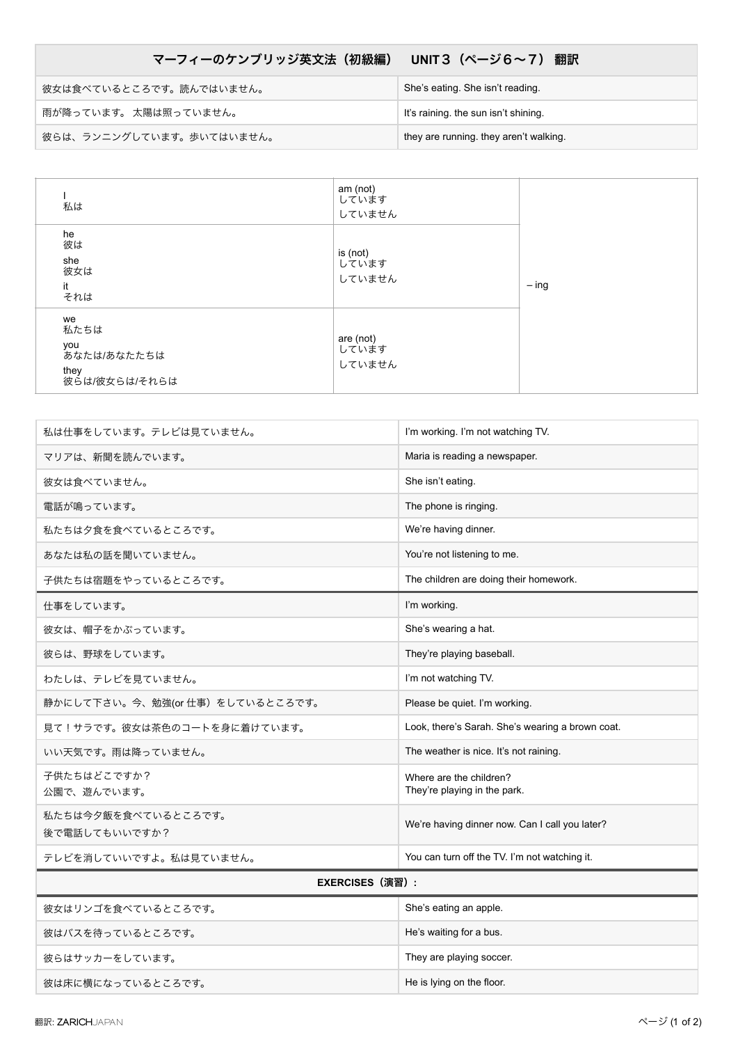| マーフィーのケンブリッジ英文法（初級編）　UNIT３（ページ６〜７）翻訳 | |
|---|---|
| 彼女は食べているところです。読んではいません。 | She's eating. She isn't reading. |
| 雨が降っています。 太陽は照っていません。 | It's raining. the sun isn't shining. |
| 彼らは、ランニングしています。歩いてはいません。 | they are running. they aren't walking. |

| | | |
|---|---|---|
| I<br>私は | am (not)<br>しています<br>していません | – ing |
| he<br>彼は<br>she<br>彼女は<br>it<br>それは | is (not)<br>しています<br>していません | |
| we<br>私たちは<br>you<br>あなたは/あなたたちは<br>they<br>彼らは/彼女らは/それらは | are (not)<br>しています<br>していません | |

| | |
|---|---|
| 私は仕事をしています。テレビは見ていません。 | I'm working. I'm not watching TV. |
| マリアは、新聞を読んでいます。 | Maria is reading a newspaper. |
| 彼女は食べていません。 | She isn't eating. |
| 電話が鳴っています。 | The phone is ringing. |
| 私たちは夕食を食べているところです。 | We're having dinner. |
| あなたは私の話を聞いていません。 | You're not listening to me. |
| 子供たちは宿題をやっているところです。 | The children are doing their homework. |
| 仕事をしています。 | I'm working. |
| 彼女は、帽子をかぶっています。 | She's wearing a hat. |
| 彼らは、野球をしています。 | They're playing baseball. |
| わたしは、テレビを見ていません。 | I'm not watching TV. |
| 静かにして下さい。今、勉強(or 仕事）をしているところです。 | Please be quiet. I'm working. |
| 見て！サラです。彼女は茶色のコートを身に着けています。 | Look, there's Sarah. She's wearing a brown coat. |
| いい天気です。雨は降っていません。 | The weather is nice. It's not raining. |
| 子供たちはどこですか？<br>公園で、遊んでいます。 | Where are the children?<br>They're playing in the park. |
| 私たちは今夕飯を食べているところです。<br>後で電話してもいいですか？ | We're having dinner now. Can I call you later? |
| テレビを消していいですよ。私は見ていません。 | You can turn off the TV. I'm not watching it. |
| **EXERCISES（演習）:** | |
| 彼女はリンゴを食べているところです。 | She's eating an apple. |
| 彼はバスを待っているところです。 | He's waiting for a bus. |
| 彼らはサッカーをしています。 | They are playing soccer. |
| 彼は床に横になっているところです。 | He is lying on the floor. |

翻訳: ZARICHJAPAN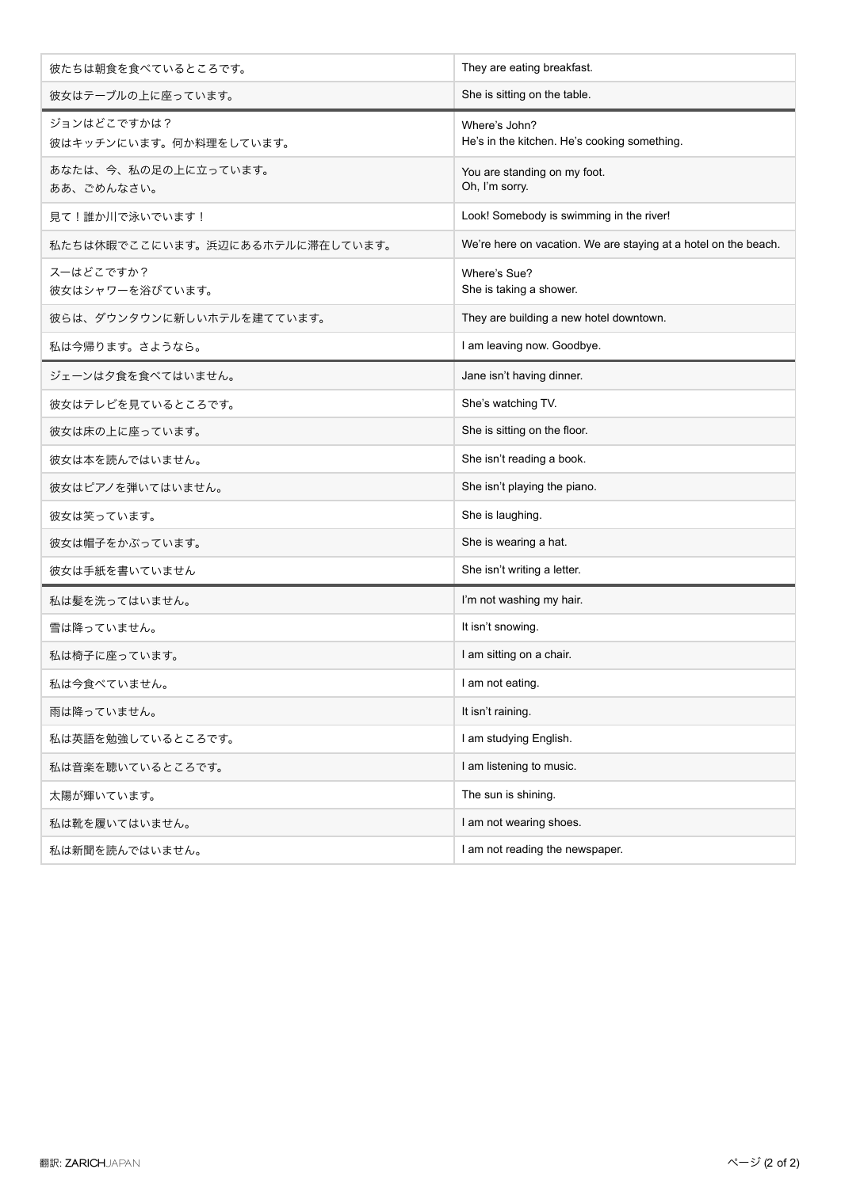| | |
|---|---|
| 彼たちは朝食を食べているところです。 | They are eating breakfast. |
| 彼女はテーブルの上に座っています。 | She is sitting on the table. |
| ジョンはどこですかは？<br>彼はキッチンにいます。何か料理をしています。 | Where's John?<br>He's in the kitchen. He's cooking something. |
| あなたは、今、私の足の上に立っています。<br>ああ、ごめんなさい。 | You are standing on my foot.<br>Oh, I'm sorry. |
| 見て！誰か川で泳いでいます！ | Look! Somebody is swimming in the river! |
| 私たちは休暇でここにいます。浜辺にあるホテルに滞在しています。 | We're here on vacation. We are staying at a hotel on the beach. |
| スーはどこですか？<br>彼女はシャワーを浴びています。 | Where's Sue?<br>She is taking a shower. |
| 彼らは、ダウンタウンに新しいホテルを建てています。 | They are building a new hotel downtown. |
| 私は今帰ります。さようなら。 | I am leaving now. Goodbye. |
| ジェーンは夕食を食べてはいません。 | Jane isn't having dinner. |
| 彼女はテレビを見ているところです。 | She's watching TV. |
| 彼女は床の上に座っています。 | She is sitting on the floor. |
| 彼女は本を読んではいません。 | She isn't reading a book. |
| 彼女はピアノを弾いてはいません。 | She isn't playing the piano. |
| 彼女は笑っています。 | She is laughing. |
| 彼女は帽子をかぶっています。 | She is wearing a hat. |
| 彼女は手紙を書いていません | She isn't writing a letter. |
| 私は髪を洗ってはいません。 | I'm not washing my hair. |
| 雪は降っていません。 | It isn't snowing. |
| 私は椅子に座っています。 | I am sitting on a chair. |
| 私は今食べていません。 | I am not eating. |
| 雨は降っていません。 | It isn't raining. |
| 私は英語を勉強しているところです。 | I am studying English. |
| 私は音楽を聴いているところです。 | I am listening to music. |
| 太陽が輝いています。 | The sun is shining. |
| 私は靴を履いてはいません。 | I am not wearing shoes. |
| 私は新聞を読んではいません。 | I am not reading the newspaper. |

翻訳: ZARICHJAPAN